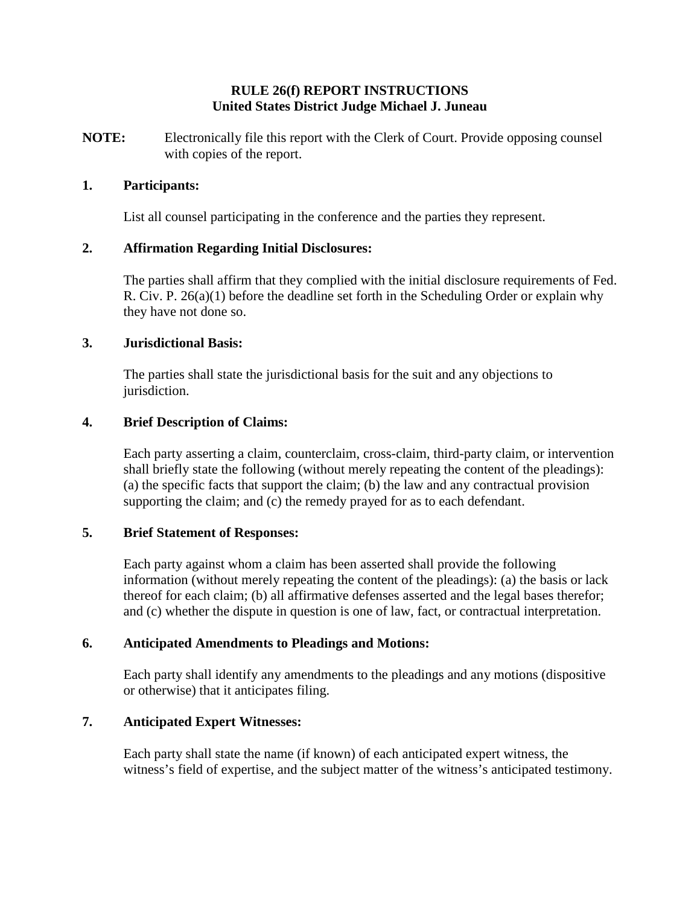# RULE 26(f) REPORT INSTRUCTIONS
## United States District Judge Michael J. Juneau

**NOTE:** Electronically file this report with the Clerk of Court. Provide opposing counsel with copies of the report.

**1. Participants:**

List all counsel participating in the conference and the parties they represent.

**2. Affirmation Regarding Initial Disclosures:**

The parties shall affirm that they complied with the initial disclosure requirements of Fed. R. Civ. P. 26(a)(1) before the deadline set forth in the Scheduling Order or explain why they have not done so.

**3. Jurisdictional Basis:**

The parties shall state the jurisdictional basis for the suit and any objections to jurisdiction.

**4. Brief Description of Claims:**

Each party asserting a claim, counterclaim, cross-claim, third-party claim, or intervention shall briefly state the following (without merely repeating the content of the pleadings): (a) the specific facts that support the claim; (b) the law and any contractual provision supporting the claim; and (c) the remedy prayed for as to each defendant.

**5. Brief Statement of Responses:**

Each party against whom a claim has been asserted shall provide the following information (without merely repeating the content of the pleadings): (a) the basis or lack thereof for each claim; (b) all affirmative defenses asserted and the legal bases therefor; and (c) whether the dispute in question is one of law, fact, or contractual interpretation.

**6. Anticipated Amendments to Pleadings and Motions:**

Each party shall identify any amendments to the pleadings and any motions (dispositive or otherwise) that it anticipates filing.

**7. Anticipated Expert Witnesses:**

Each party shall state the name (if known) of each anticipated expert witness, the witness's field of expertise, and the subject matter of the witness's anticipated testimony.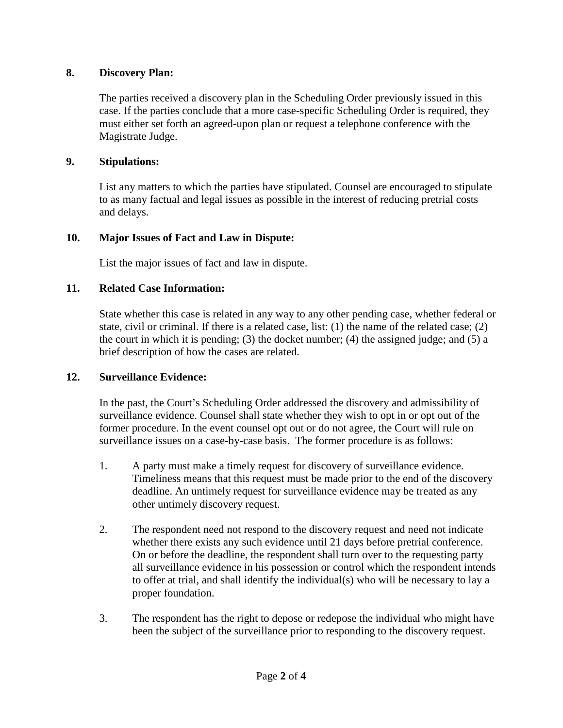**8. Discovery Plan:**

The parties received a discovery plan in the Scheduling Order previously issued in this case. If the parties conclude that a more case-specific Scheduling Order is required, they must either set forth an agreed-upon plan or request a telephone conference with the Magistrate Judge.

**9. Stipulations:**

List any matters to which the parties have stipulated. Counsel are encouraged to stipulate to as many factual and legal issues as possible in the interest of reducing pretrial costs and delays.

**10. Major Issues of Fact and Law in Dispute:**

List the major issues of fact and law in dispute.

**11. Related Case Information:**

State whether this case is related in any way to any other pending case, whether federal or state, civil or criminal. If there is a related case, list: (1) the name of the related case; (2) the court in which it is pending; (3) the docket number; (4) the assigned judge; and (5) a brief description of how the cases are related.

**12. Surveillance Evidence:**

In the past, the Court's Scheduling Order addressed the discovery and admissibility of surveillance evidence. Counsel shall state whether they wish to opt in or opt out of the former procedure. In the event counsel opt out or do not agree, the Court will rule on surveillance issues on a case-by-case basis. The former procedure is as follows:

1. A party must make a timely request for discovery of surveillance evidence. Timeliness means that this request must be made prior to the end of the discovery deadline. An untimely request for surveillance evidence may be treated as any other untimely discovery request.

2. The respondent need not respond to the discovery request and need not indicate whether there exists any such evidence until 21 days before pretrial conference. On or before the deadline, the respondent shall turn over to the requesting party all surveillance evidence in his possession or control which the respondent intends to offer at trial, and shall identify the individual(s) who will be necessary to lay a proper foundation.

3. The respondent has the right to depose or redepose the individual who might have been the subject of the surveillance prior to responding to the discovery request.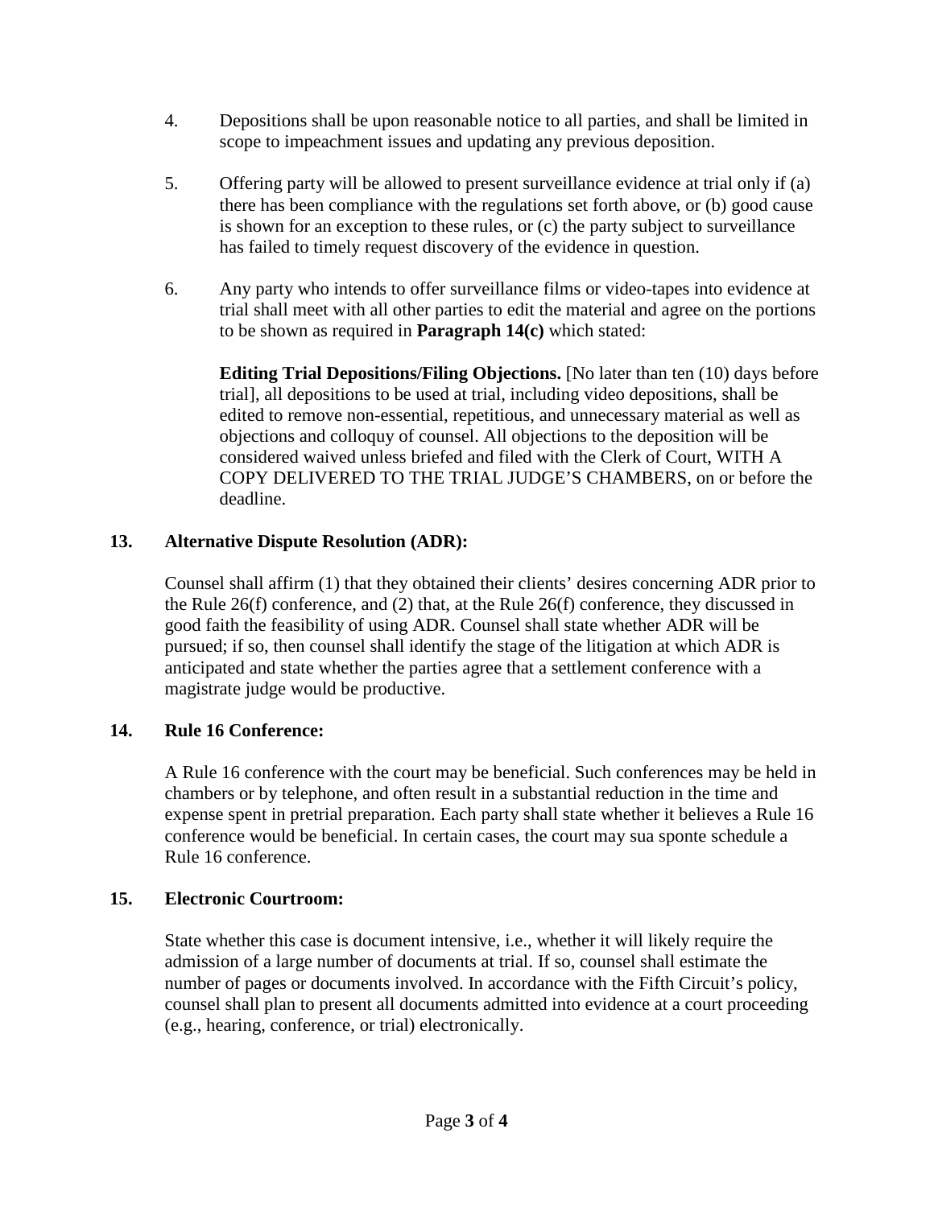4. Depositions shall be upon reasonable notice to all parties, and shall be limited in scope to impeachment issues and updating any previous deposition.

5. Offering party will be allowed to present surveillance evidence at trial only if (a) there has been compliance with the regulations set forth above, or (b) good cause is shown for an exception to these rules, or (c) the party subject to surveillance has failed to timely request discovery of the evidence in question.

6. Any party who intends to offer surveillance films or video-tapes into evidence at trial shall meet with all other parties to edit the material and agree on the portions to be shown as required in **Paragraph 14(c)** which stated:

   **Editing Trial Depositions/Filing Objections.** [No later than ten (10) days before trial], all depositions to be used at trial, including video depositions, shall be edited to remove non-essential, repetitious, and unnecessary material as well as objections and colloquy of counsel. All objections to the deposition will be considered waived unless briefed and filed with the Clerk of Court, WITH A COPY DELIVERED TO THE TRIAL JUDGE'S CHAMBERS, on or before the deadline.

## 13. Alternative Dispute Resolution (ADR):

Counsel shall affirm (1) that they obtained their clients' desires concerning ADR prior to the Rule 26(f) conference, and (2) that, at the Rule 26(f) conference, they discussed in good faith the feasibility of using ADR. Counsel shall state whether ADR will be pursued; if so, then counsel shall identify the stage of the litigation at which ADR is anticipated and state whether the parties agree that a settlement conference with a magistrate judge would be productive.

## 14. Rule 16 Conference:

A Rule 16 conference with the court may be beneficial. Such conferences may be held in chambers or by telephone, and often result in a substantial reduction in the time and expense spent in pretrial preparation. Each party shall state whether it believes a Rule 16 conference would be beneficial. In certain cases, the court may sua sponte schedule a Rule 16 conference.

## 15. Electronic Courtroom:

State whether this case is document intensive, i.e., whether it will likely require the admission of a large number of documents at trial. If so, counsel shall estimate the number of pages or documents involved. In accordance with the Fifth Circuit's policy, counsel shall plan to present all documents admitted into evidence at a court proceeding (e.g., hearing, conference, or trial) electronically.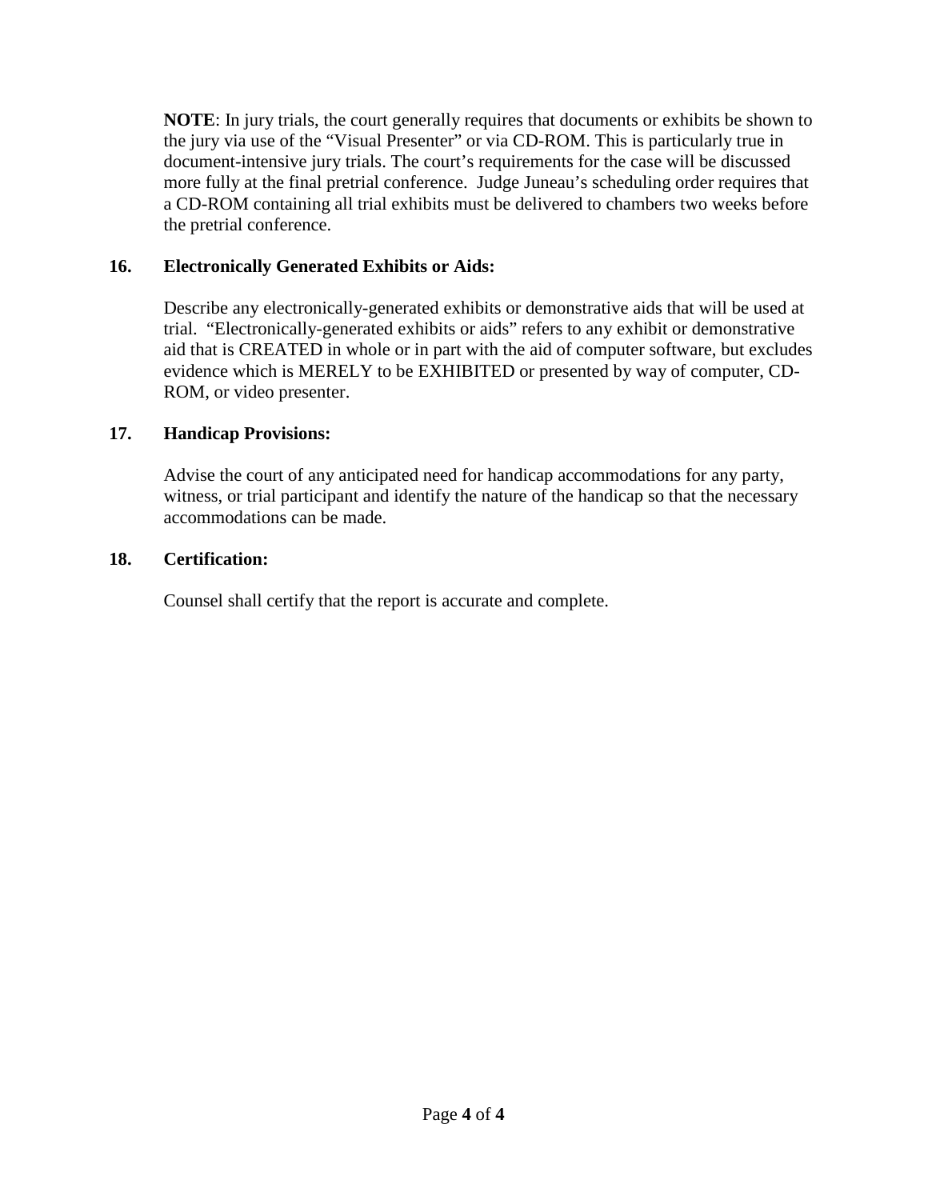**NOTE**: In jury trials, the court generally requires that documents or exhibits be shown to the jury via use of the "Visual Presenter" or via CD-ROM. This is particularly true in document-intensive jury trials. The court's requirements for the case will be discussed more fully at the final pretrial conference. Judge Juneau's scheduling order requires that a CD-ROM containing all trial exhibits must be delivered to chambers two weeks before the pretrial conference.

**16. Electronically Generated Exhibits or Aids:**

Describe any electronically-generated exhibits or demonstrative aids that will be used at trial. "Electronically-generated exhibits or aids" refers to any exhibit or demonstrative aid that is CREATED in whole or in part with the aid of computer software, but excludes evidence which is MERELY to be EXHIBITED or presented by way of computer, CD-ROM, or video presenter.

**17. Handicap Provisions:**

Advise the court of any anticipated need for handicap accommodations for any party, witness, or trial participant and identify the nature of the handicap so that the necessary accommodations can be made.

**18. Certification:**

Counsel shall certify that the report is accurate and complete.